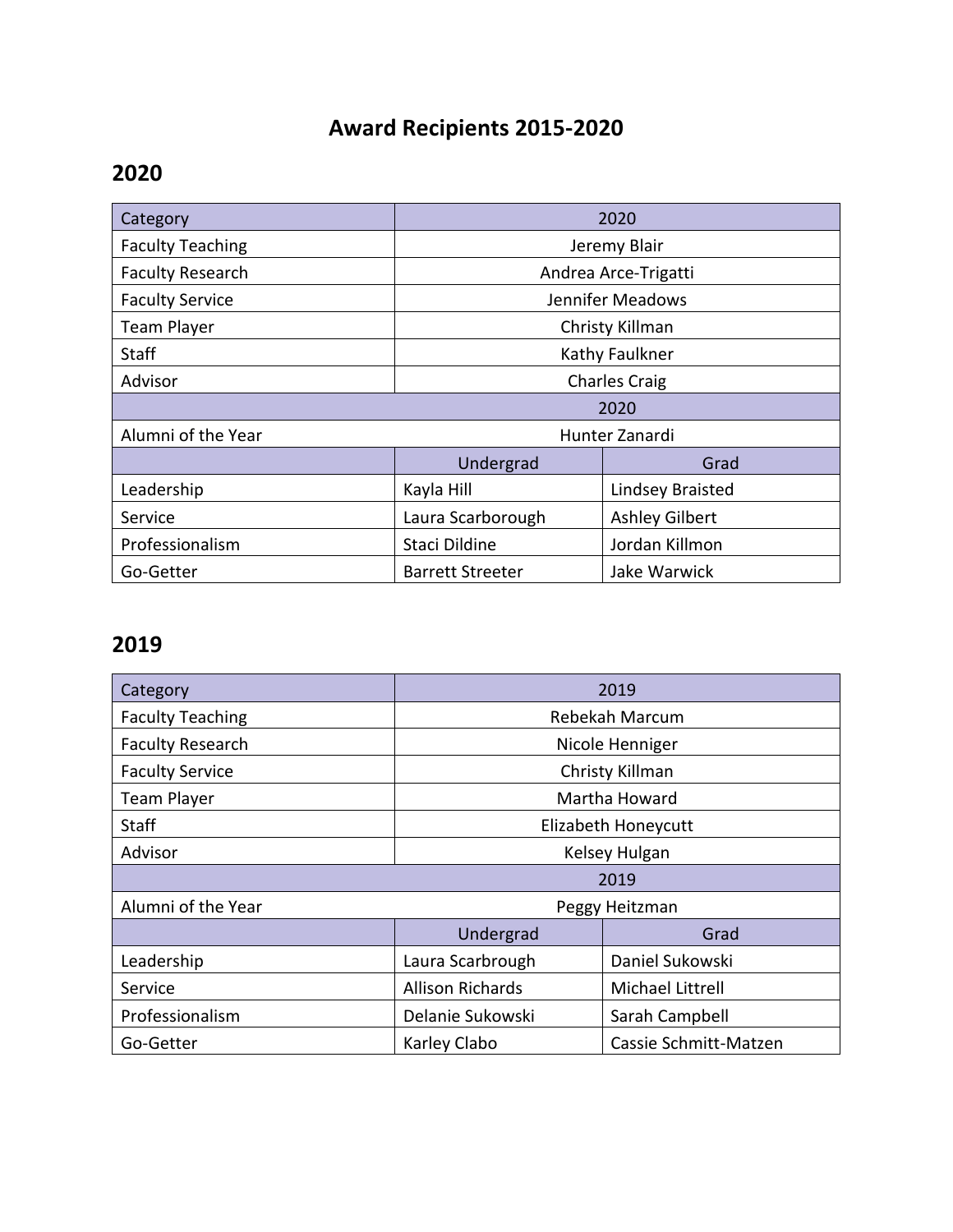# Award Recipients 2015-2020

## 2020

| Category | 2020 | |
|---|---|---|
| Faculty Teaching | Jeremy Blair | |
| Faculty Research | Andrea Arce-Trigatti | |
| Faculty Service | Jennifer Meadows | |
| Team Player | Christy Killman | |
| Staff | Kathy Faulkner | |
| Advisor | Charles Craig | |
| | 2020 | |
| Alumni of the Year | Hunter Zanardi | |
| | Undergrad | Grad |
| Leadership | Kayla Hill | Lindsey Braisted |
| Service | Laura Scarborough | Ashley Gilbert |
| Professionalism | Staci Dildine | Jordan Killmon |
| Go-Getter | Barrett Streeter | Jake Warwick |

## 2019

| Category | 2019 | |
|---|---|---|
| Faculty Teaching | Rebekah Marcum | |
| Faculty Research | Nicole Henniger | |
| Faculty Service | Christy Killman | |
| Team Player | Martha Howard | |
| Staff | Elizabeth Honeycutt | |
| Advisor | Kelsey Hulgan | |
| | 2019 | |
| Alumni of the Year | Peggy Heitzman | |
| | Undergrad | Grad |
| Leadership | Laura Scarbrough | Daniel Sukowski |
| Service | Allison Richards | Michael Littrell |
| Professionalism | Delanie Sukowski | Sarah Campbell |
| Go-Getter | Karley Clabo | Cassie Schmitt-Matzen |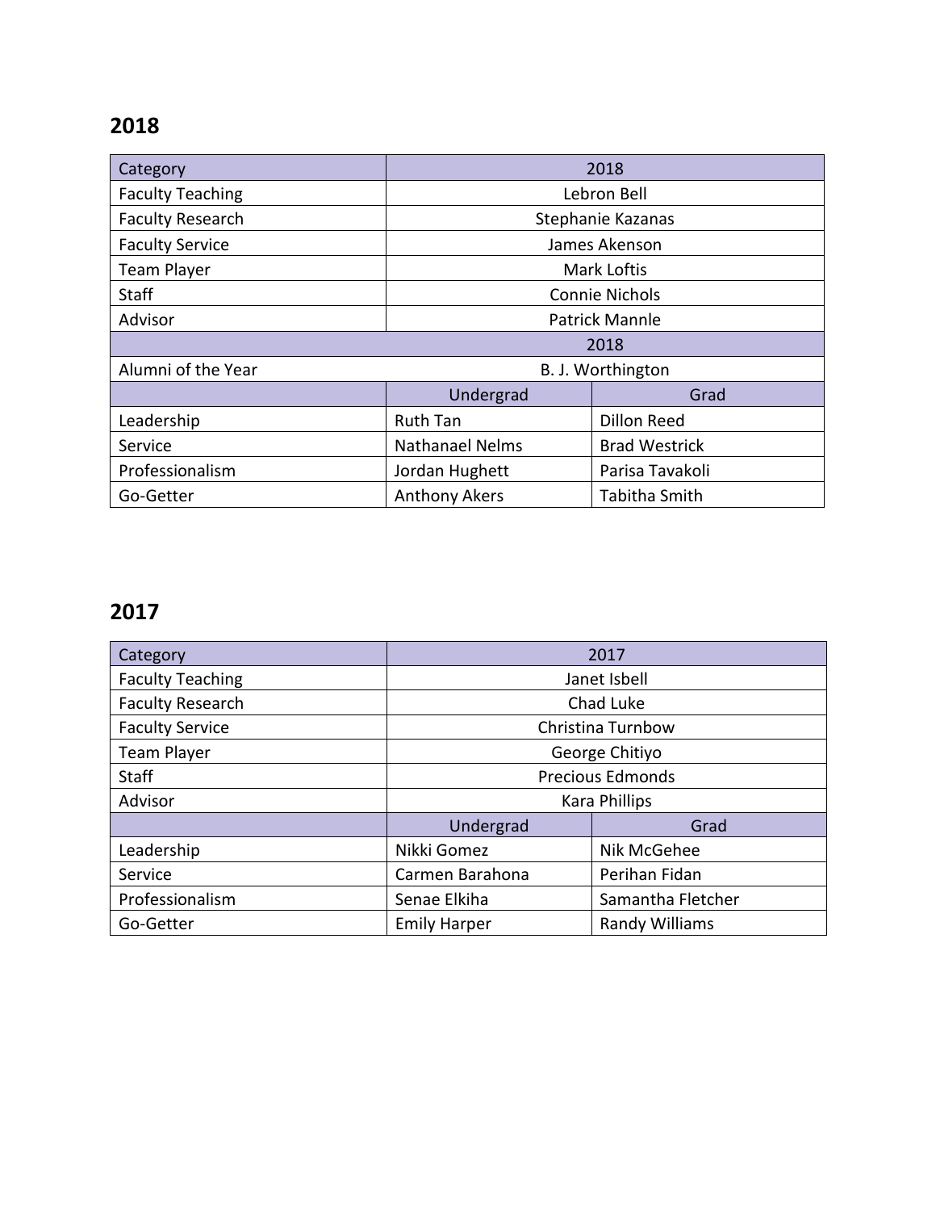## 2018

| Category | 2018 | |
|---|---|---|
| Faculty Teaching | Lebron Bell | |
| Faculty Research | Stephanie Kazanas | |
| Faculty Service | James Akenson | |
| Team Player | Mark Loftis | |
| Staff | Connie Nichols | |
| Advisor | Patrick Mannle | |
| | 2018 | |
| Alumni of the Year | B. J. Worthington | |
| | Undergrad | Grad |
| Leadership | Ruth Tan | Dillon Reed |
| Service | Nathanael Nelms | Brad Westrick |
| Professionalism | Jordan Hughett | Parisa Tavakoli |
| Go-Getter | Anthony Akers | Tabitha Smith |

## 2017

| Category | 2017 | |
|---|---|---|
| Faculty Teaching | Janet Isbell | |
| Faculty Research | Chad Luke | |
| Faculty Service | Christina Turnbow | |
| Team Player | George Chitiyo | |
| Staff | Precious Edmonds | |
| Advisor | Kara Phillips | |
| | Undergrad | Grad |
| Leadership | Nikki Gomez | Nik McGehee |
| Service | Carmen Barahona | Perihan Fidan |
| Professionalism | Senae Elkiha | Samantha Fletcher |
| Go-Getter | Emily Harper | Randy Williams |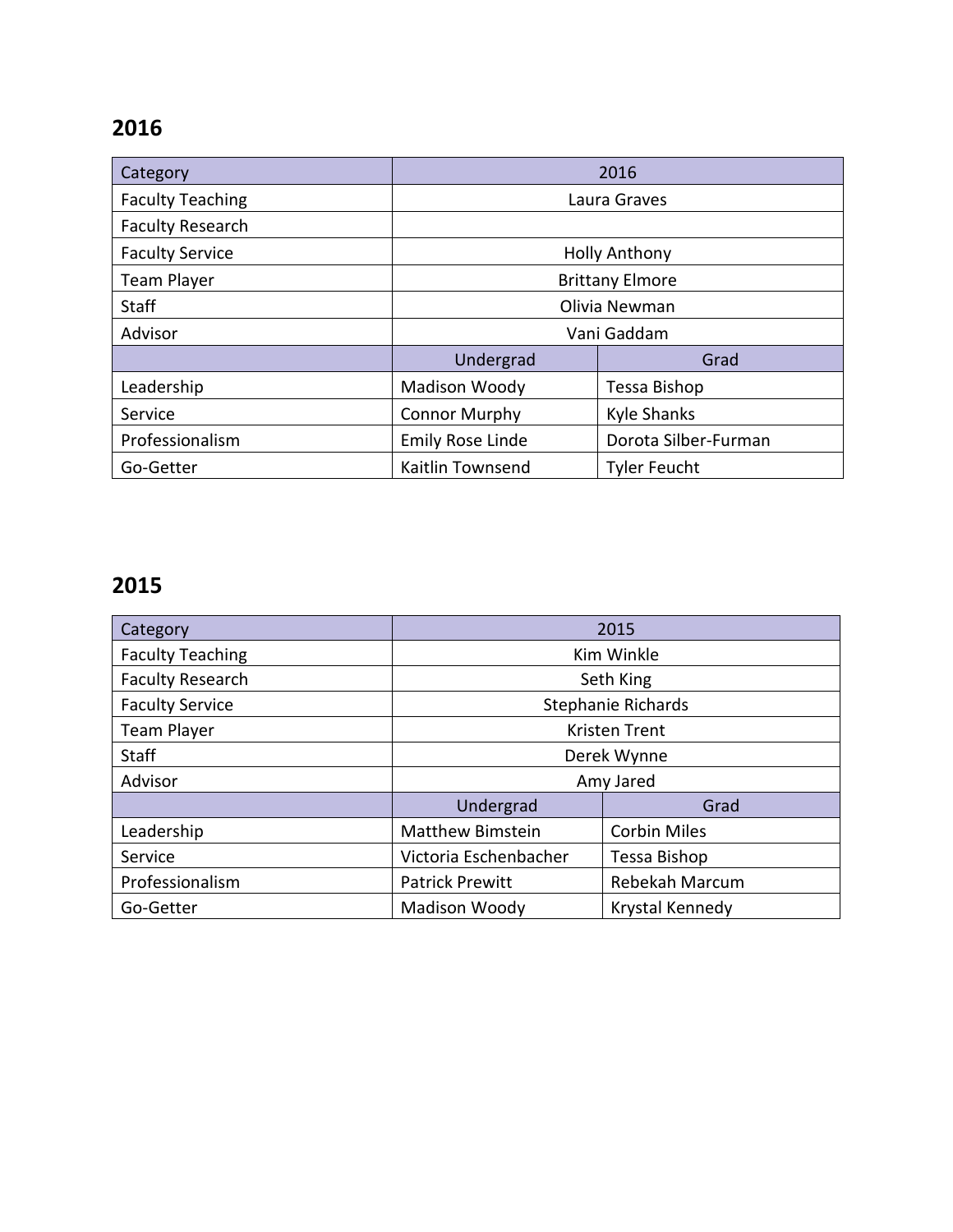## 2016

| Category | 2016 | |
|---|---|---|
| Faculty Teaching | Laura Graves | |
| Faculty Research | | |
| Faculty Service | Holly Anthony | |
| Team Player | Brittany Elmore | |
| Staff | Olivia Newman | |
| Advisor | Vani Gaddam | |
| | Undergrad | Grad |
| Leadership | Madison Woody | Tessa Bishop |
| Service | Connor Murphy | Kyle Shanks |
| Professionalism | Emily Rose Linde | Dorota Silber-Furman |
| Go-Getter | Kaitlin Townsend | Tyler Feucht |

## 2015

| Category | 2015 | |
|---|---|---|
| Faculty Teaching | Kim Winkle | |
| Faculty Research | Seth King | |
| Faculty Service | Stephanie Richards | |
| Team Player | Kristen Trent | |
| Staff | Derek Wynne | |
| Advisor | Amy Jared | |
| | Undergrad | Grad |
| Leadership | Matthew Bimstein | Corbin Miles |
| Service | Victoria Eschenbacher | Tessa Bishop |
| Professionalism | Patrick Prewitt | Rebekah Marcum |
| Go-Getter | Madison Woody | Krystal Kennedy |